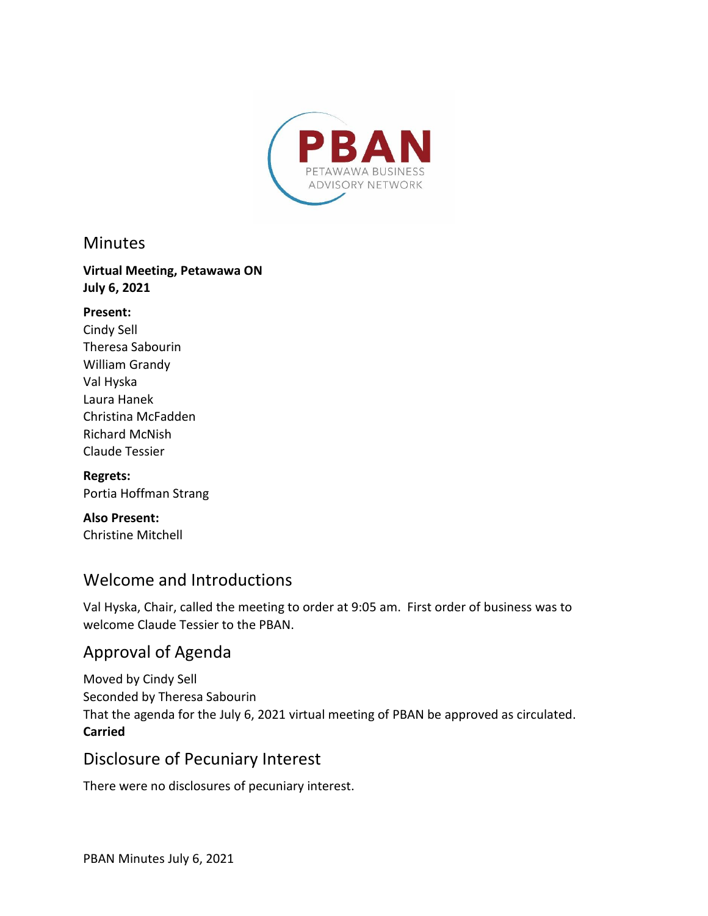PBAN
PETAWAWA BUSINESS ADVISORY NETWORK

# Minutes

**Virtual Meeting, Petawawa ON**
**July 6, 2021**

**Present:**
Cindy Sell
Theresa Sabourin
William Grandy
Val Hyska
Laura Hanek
Christina McFadden
Richard McNish
Claude Tessier

**Regrets:**
Portia Hoffman Strang

**Also Present:**
Christine Mitchell

## Welcome and Introductions

Val Hyska, Chair, called the meeting to order at 9:05 am. First order of business was to welcome Claude Tessier to the PBAN.

## Approval of Agenda

Moved by Cindy Sell
Seconded by Theresa Sabourin
That the agenda for the July 6, 2021 virtual meeting of PBAN be approved as circulated.
**Carried**

## Disclosure of Pecuniary Interest

There were no disclosures of pecuniary interest.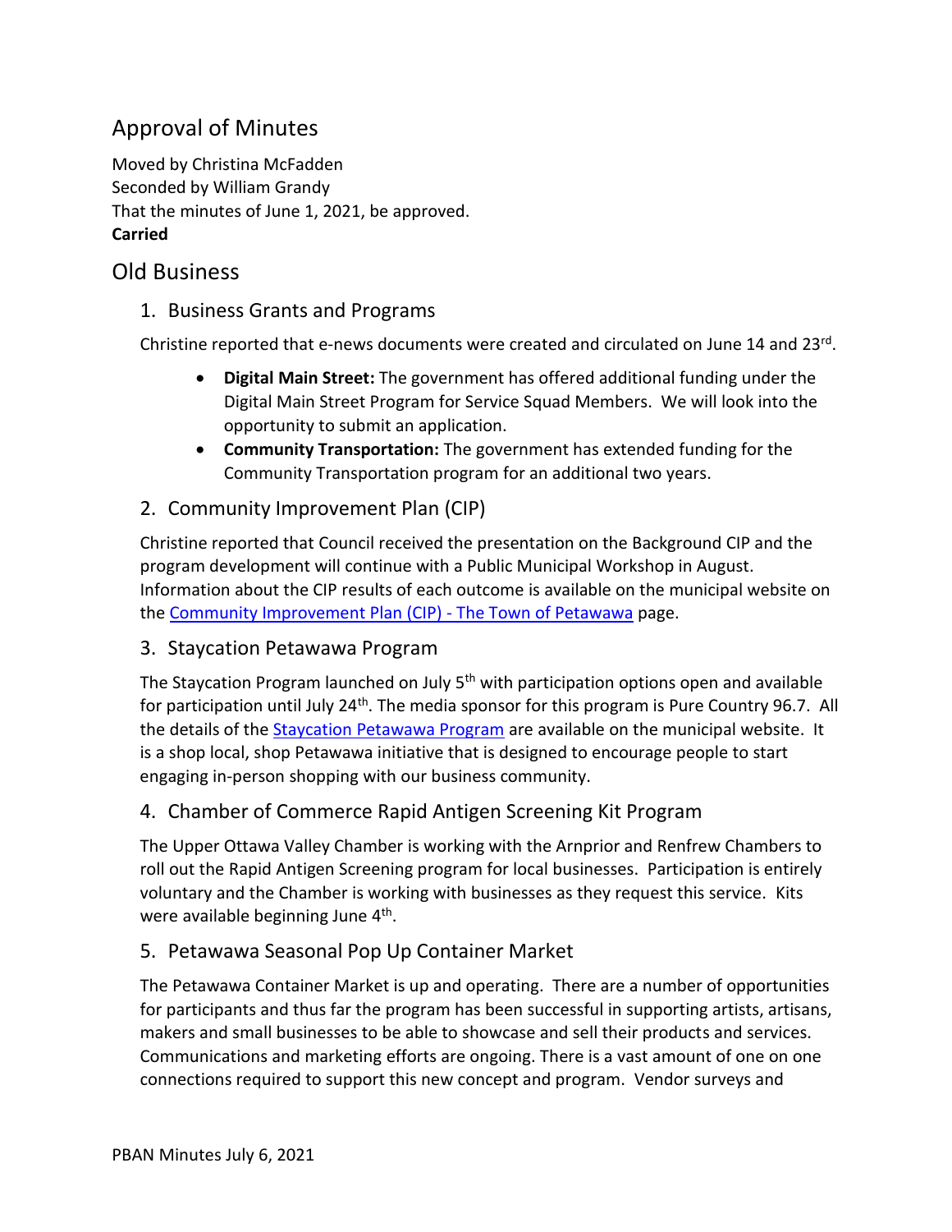## Approval of Minutes

Moved by Christina McFadden
Seconded by William Grandy
That the minutes of June 1, 2021, be approved.
**Carried**

## Old Business

### 1. Business Grants and Programs

Christine reported that e-news documents were created and circulated on June 14 and 23rd.

- **Digital Main Street:** The government has offered additional funding under the Digital Main Street Program for Service Squad Members. We will look into the opportunity to submit an application.
- **Community Transportation:** The government has extended funding for the Community Transportation program for an additional two years.

### 2. Community Improvement Plan (CIP)

Christine reported that Council received the presentation on the Background CIP and the program development will continue with a Public Municipal Workshop in August. Information about the CIP results of each outcome is available on the municipal website on the Community Improvement Plan (CIP) - The Town of Petawawa page.

### 3. Staycation Petawawa Program

The Staycation Program launched on July 5th with participation options open and available for participation until July 24th. The media sponsor for this program is Pure Country 96.7. All the details of the Staycation Petawawa Program are available on the municipal website. It is a shop local, shop Petawawa initiative that is designed to encourage people to start engaging in-person shopping with our business community.

### 4. Chamber of Commerce Rapid Antigen Screening Kit Program

The Upper Ottawa Valley Chamber is working with the Arnprior and Renfrew Chambers to roll out the Rapid Antigen Screening program for local businesses. Participation is entirely voluntary and the Chamber is working with businesses as they request this service. Kits were available beginning June 4th.

### 5. Petawawa Seasonal Pop Up Container Market

The Petawawa Container Market is up and operating. There are a number of opportunities for participants and thus far the program has been successful in supporting artists, artisans, makers and small businesses to be able to showcase and sell their products and services. Communications and marketing efforts are ongoing. There is a vast amount of one on one connections required to support this new concept and program. Vendor surveys and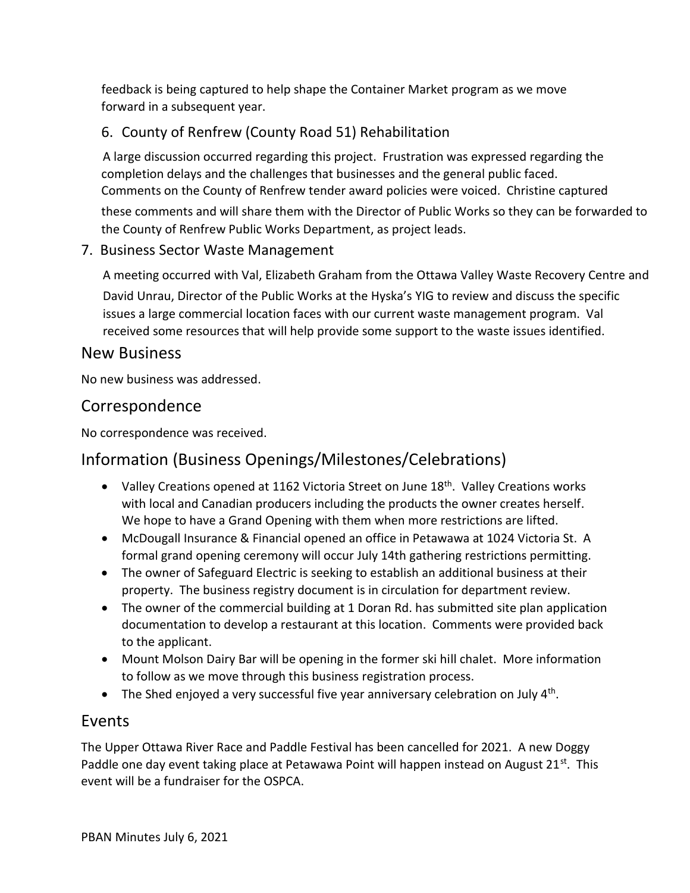feedback is being captured to help shape the Container Market program as we move forward in a subsequent year.

6. County of Renfrew (County Road 51) Rehabilitation

A large discussion occurred regarding this project. Frustration was expressed regarding the completion delays and the challenges that businesses and the general public faced. Comments on the County of Renfrew tender award policies were voiced. Christine captured these comments and will share them with the Director of Public Works so they can be forwarded to the County of Renfrew Public Works Department, as project leads.

7. Business Sector Waste Management

A meeting occurred with Val, Elizabeth Graham from the Ottawa Valley Waste Recovery Centre and David Unrau, Director of the Public Works at the Hyska's YIG to review and discuss the specific issues a large commercial location faces with our current waste management program. Val received some resources that will help provide some support to the waste issues identified.

## New Business

No new business was addressed.

## Correspondence

No correspondence was received.

## Information (Business Openings/Milestones/Celebrations)

- Valley Creations opened at 1162 Victoria Street on June 18th. Valley Creations works with local and Canadian producers including the products the owner creates herself. We hope to have a Grand Opening with them when more restrictions are lifted.
- McDougall Insurance & Financial opened an office in Petawawa at 1024 Victoria St. A formal grand opening ceremony will occur July 14th gathering restrictions permitting.
- The owner of Safeguard Electric is seeking to establish an additional business at their property. The business registry document is in circulation for department review.
- The owner of the commercial building at 1 Doran Rd. has submitted site plan application documentation to develop a restaurant at this location. Comments were provided back to the applicant.
- Mount Molson Dairy Bar will be opening in the former ski hill chalet. More information to follow as we move through this business registration process.
- The Shed enjoyed a very successful five year anniversary celebration on July 4th.

## Events

The Upper Ottawa River Race and Paddle Festival has been cancelled for 2021. A new Doggy Paddle one day event taking place at Petawawa Point will happen instead on August 21st. This event will be a fundraiser for the OSPCA.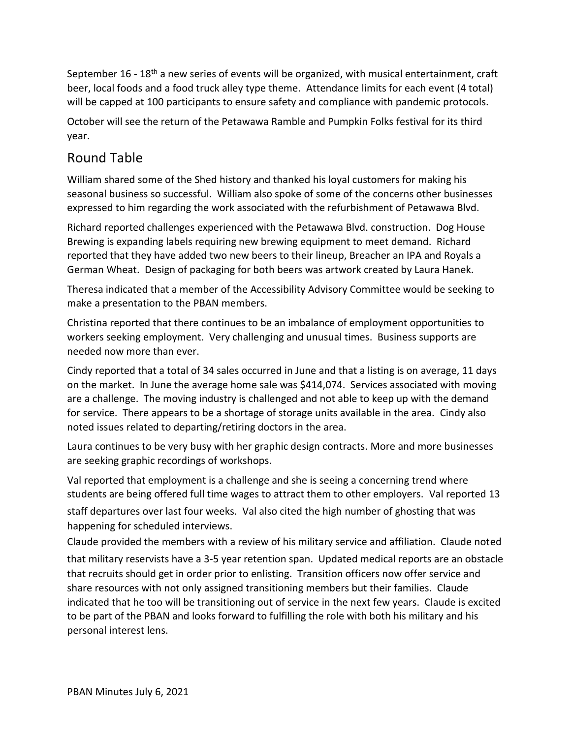September 16 - 18th a new series of events will be organized, with musical entertainment, craft beer, local foods and a food truck alley type theme. Attendance limits for each event (4 total) will be capped at 100 participants to ensure safety and compliance with pandemic protocols.

October will see the return of the Petawawa Ramble and Pumpkin Folks festival for its third year.

## Round Table

William shared some of the Shed history and thanked his loyal customers for making his seasonal business so successful. William also spoke of some of the concerns other businesses expressed to him regarding the work associated with the refurbishment of Petawawa Blvd.

Richard reported challenges experienced with the Petawawa Blvd. construction. Dog House Brewing is expanding labels requiring new brewing equipment to meet demand. Richard reported that they have added two new beers to their lineup, Breacher an IPA and Royals a German Wheat. Design of packaging for both beers was artwork created by Laura Hanek.

Theresa indicated that a member of the Accessibility Advisory Committee would be seeking to make a presentation to the PBAN members.

Christina reported that there continues to be an imbalance of employment opportunities to workers seeking employment. Very challenging and unusual times. Business supports are needed now more than ever.

Cindy reported that a total of 34 sales occurred in June and that a listing is on average, 11 days on the market. In June the average home sale was $414,074. Services associated with moving are a challenge. The moving industry is challenged and not able to keep up with the demand for service. There appears to be a shortage of storage units available in the area. Cindy also noted issues related to departing/retiring doctors in the area.

Laura continues to be very busy with her graphic design contracts. More and more businesses are seeking graphic recordings of workshops.

Val reported that employment is a challenge and she is seeing a concerning trend where students are being offered full time wages to attract them to other employers. Val reported 13 staff departures over last four weeks. Val also cited the high number of ghosting that was happening for scheduled interviews.

Claude provided the members with a review of his military service and affiliation. Claude noted that military reservists have a 3-5 year retention span. Updated medical reports are an obstacle that recruits should get in order prior to enlisting. Transition officers now offer service and share resources with not only assigned transitioning members but their families. Claude indicated that he too will be transitioning out of service in the next few years. Claude is excited to be part of the PBAN and looks forward to fulfilling the role with both his military and his personal interest lens.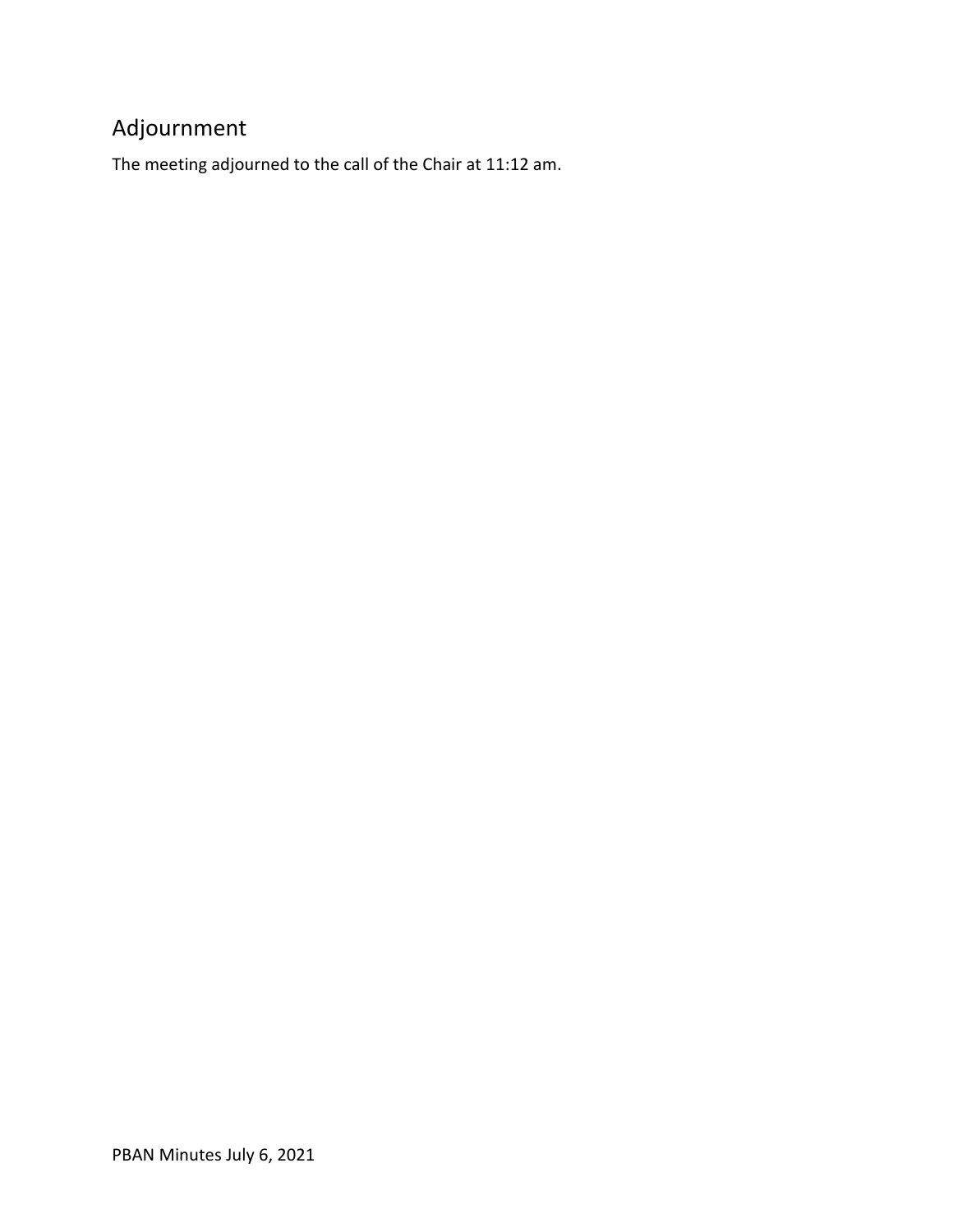## Adjournment

The meeting adjourned to the call of the Chair at 11:12 am.